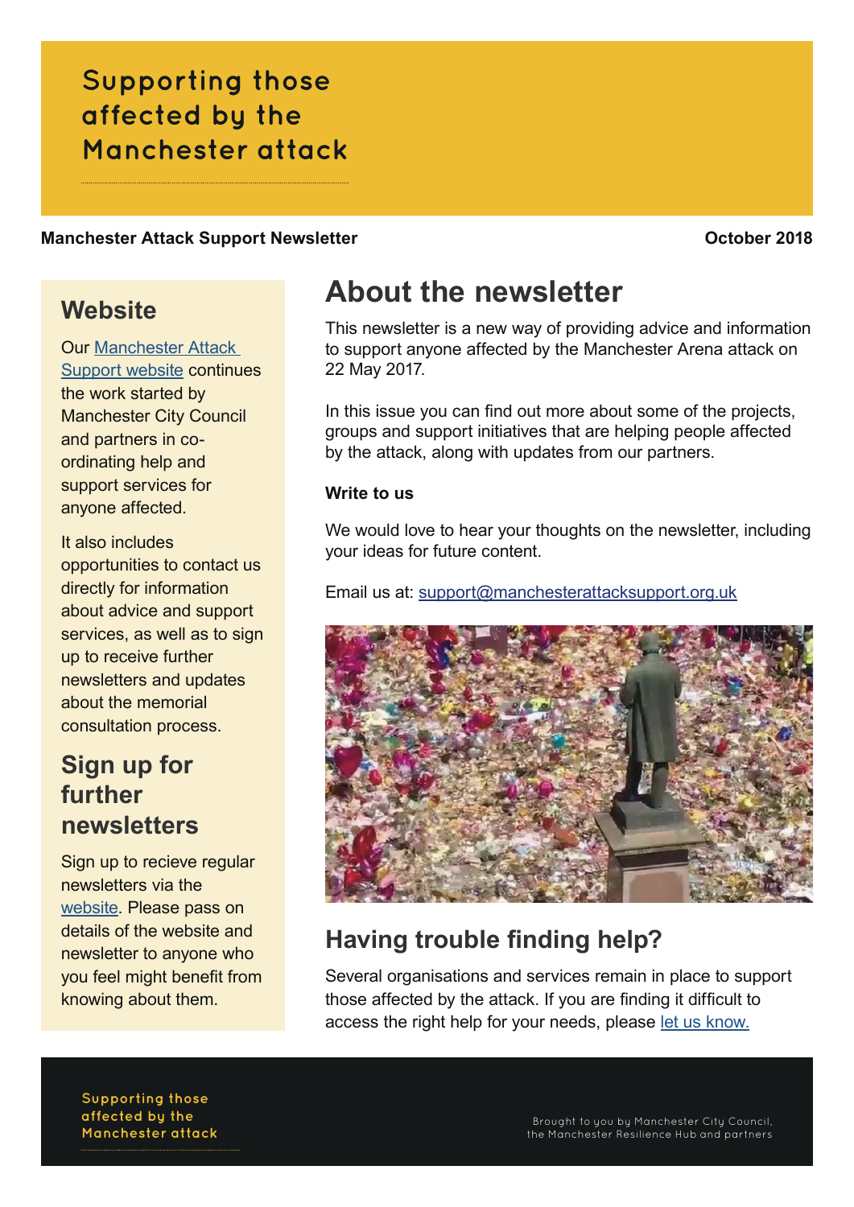# Supporting those affected by the Manchester attack

**Manchester Attack Support Newsletter** **October 2018**

## About the newsletter

This newsletter is a new way of providing advice and information to support anyone affected by the Manchester Arena attack on 22 May 2017.

In this issue you can find out more about some of the projects, groups and support initiatives that are helping people affected by the attack, along with updates from our partners.

**Write to us**

We would love to hear your thoughts on the newsletter, including your ideas for future content.

Email us at: support@manchesterattacksupport.org.uk

## Having trouble finding help?

Several organisations and services remain in place to support those affected by the attack. If you are finding it difficult to access the right help for your needs, please let us know.

## Website

Our Manchester Attack Support website continues the work started by Manchester City Council and partners in co-ordinating help and support services for anyone affected.

It also includes opportunities to contact us directly for information about advice and support services, as well as to sign up to receive further newsletters and updates about the memorial consultation process.

## Sign up for further newsletters

Sign up to recieve regular newsletters via the website. Please pass on details of the website and newsletter to anyone who you feel might benefit from knowing about them.

Supporting those affected by the Manchester attack

Brought to you by Manchester City Council, the Manchester Resilience Hub and partners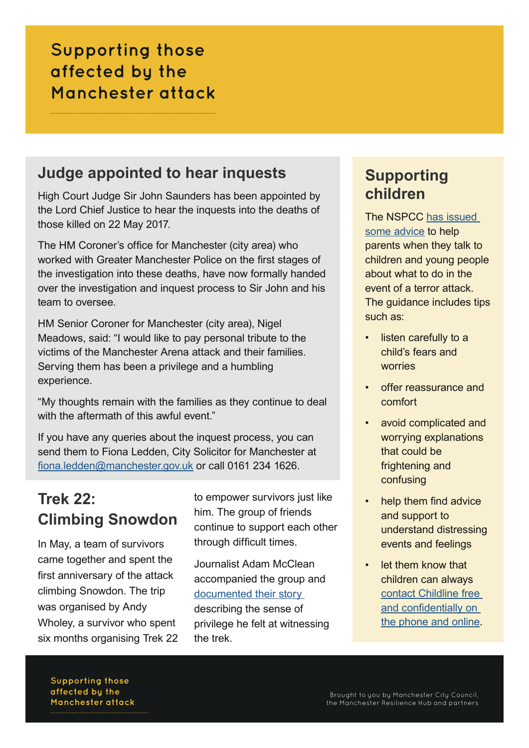# Supporting those affected by the Manchester attack

## Judge appointed to hear inquests

High Court Judge Sir John Saunders has been appointed by the Lord Chief Justice to hear the inquests into the deaths of those killed on 22 May 2017.

The HM Coroner's office for Manchester (city area) who worked with Greater Manchester Police on the first stages of the investigation into these deaths, have now formally handed over the investigation and inquest process to Sir John and his team to oversee.

HM Senior Coroner for Manchester (city area), Nigel Meadows, said: "I would like to pay personal tribute to the victims of the Manchester Arena attack and their families. Serving them has been a privilege and a humbling experience.

"My thoughts remain with the families as they continue to deal with the aftermath of this awful event."

If you have any queries about the inquest process, you can send them to Fiona Ledden, City Solicitor for Manchester at fiona.ledden@manchester.gov.uk or call 0161 234 1626.

## Trek 22: Climbing Snowdon

In May, a team of survivors came together and spent the first anniversary of the attack climbing Snowdon. The trip was organised by Andy Wholey, a survivor who spent six months organising Trek 22 to empower survivors just like him. The group of friends continue to support each other through difficult times.

Journalist Adam McClean accompanied the group and documented their story describing the sense of privilege he felt at witnessing the trek.

## Supporting children

The NSPCC has issued some advice to help parents when they talk to children and young people about what to do in the event of a terror attack. The guidance includes tips such as:

- listen carefully to a child's fears and worries
- offer reassurance and comfort
- avoid complicated and worrying explanations that could be frightening and confusing
- help them find advice and support to understand distressing events and feelings
- let them know that children can always contact Childline free and confidentially on the phone and online.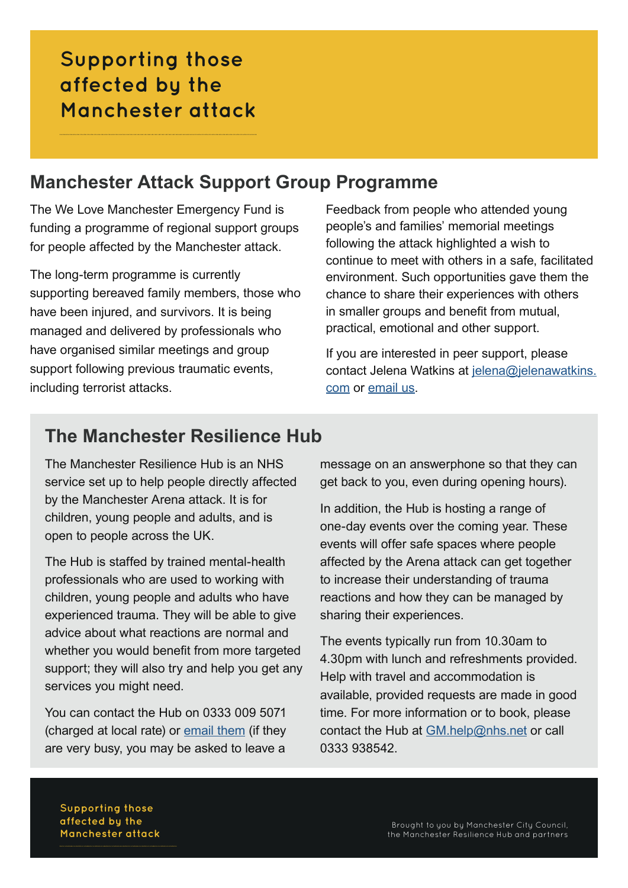# Supporting those affected by the Manchester attack

## Manchester Attack Support Group Programme

The We Love Manchester Emergency Fund is funding a programme of regional support groups for people affected by the Manchester attack.

The long-term programme is currently supporting bereaved family members, those who have been injured, and survivors. It is being managed and delivered by professionals who have organised similar meetings and group support following previous traumatic events, including terrorist attacks.

Feedback from people who attended young people's and families' memorial meetings following the attack highlighted a wish to continue to meet with others in a safe, facilitated environment. Such opportunities gave them the chance to share their experiences with others in smaller groups and benefit from mutual, practical, emotional and other support.

If you are interested in peer support, please contact Jelena Watkins at jelena@jelenawatkins.com or email us.

## The Manchester Resilience Hub

The Manchester Resilience Hub is an NHS service set up to help people directly affected by the Manchester Arena attack. It is for children, young people and adults, and is open to people across the UK.

The Hub is staffed by trained mental-health professionals who are used to working with children, young people and adults who have experienced trauma. They will be able to give advice about what reactions are normal and whether you would benefit from more targeted support; they will also try and help you get any services you might need.

You can contact the Hub on 0333 009 5071 (charged at local rate) or email them (if they are very busy, you may be asked to leave a message on an answerphone so that they can get back to you, even during opening hours).

In addition, the Hub is hosting a range of one-day events over the coming year. These events will offer safe spaces where people affected by the Arena attack can get together to increase their understanding of trauma reactions and how they can be managed by sharing their experiences.

The events typically run from 10.30am to 4.30pm with lunch and refreshments provided. Help with travel and accommodation is available, provided requests are made in good time. For more information or to book, please contact the Hub at GM.help@nhs.net or call 0333 938542.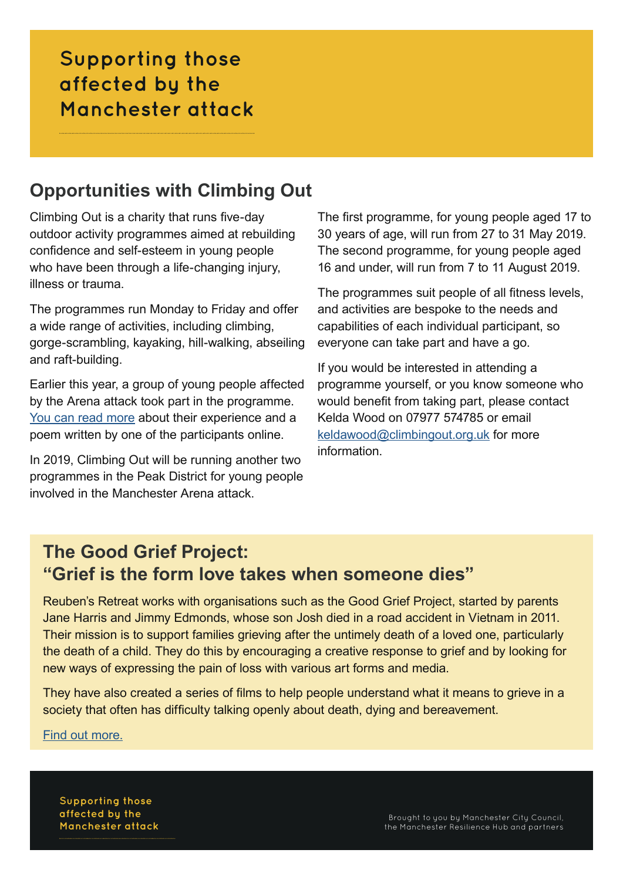# Supporting those affected by the Manchester attack

## Opportunities with Climbing Out

Climbing Out is a charity that runs five-day outdoor activity programmes aimed at rebuilding confidence and self-esteem in young people who have been through a life-changing injury, illness or trauma.

The programmes run Monday to Friday and offer a wide range of activities, including climbing, gorge-scrambling, kayaking, hill-walking, abseiling and raft-building.

Earlier this year, a group of young people affected by the Arena attack took part in the programme. You can read more about their experience and a poem written by one of the participants online.

In 2019, Climbing Out will be running another two programmes in the Peak District for young people involved in the Manchester Arena attack.

The first programme, for young people aged 17 to 30 years of age, will run from 27 to 31 May 2019. The second programme, for young people aged 16 and under, will run from 7 to 11 August 2019.

The programmes suit people of all fitness levels, and activities are bespoke to the needs and capabilities of each individual participant, so everyone can take part and have a go.

If you would be interested in attending a programme yourself, or you know someone who would benefit from taking part, please contact Kelda Wood on 07977 574785 or email keldawood@climbingout.org.uk for more information.

## The Good Grief Project: "Grief is the form love takes when someone dies"

Reuben's Retreat works with organisations such as the Good Grief Project, started by parents Jane Harris and Jimmy Edmonds, whose son Josh died in a road accident in Vietnam in 2011. Their mission is to support families grieving after the untimely death of a loved one, particularly the death of a child. They do this by encouraging a creative response to grief and by looking for new ways of expressing the pain of loss with various art forms and media.

They have also created a series of films to help people understand what it means to grieve in a society that often has difficulty talking openly about death, dying and bereavement.

Find out more.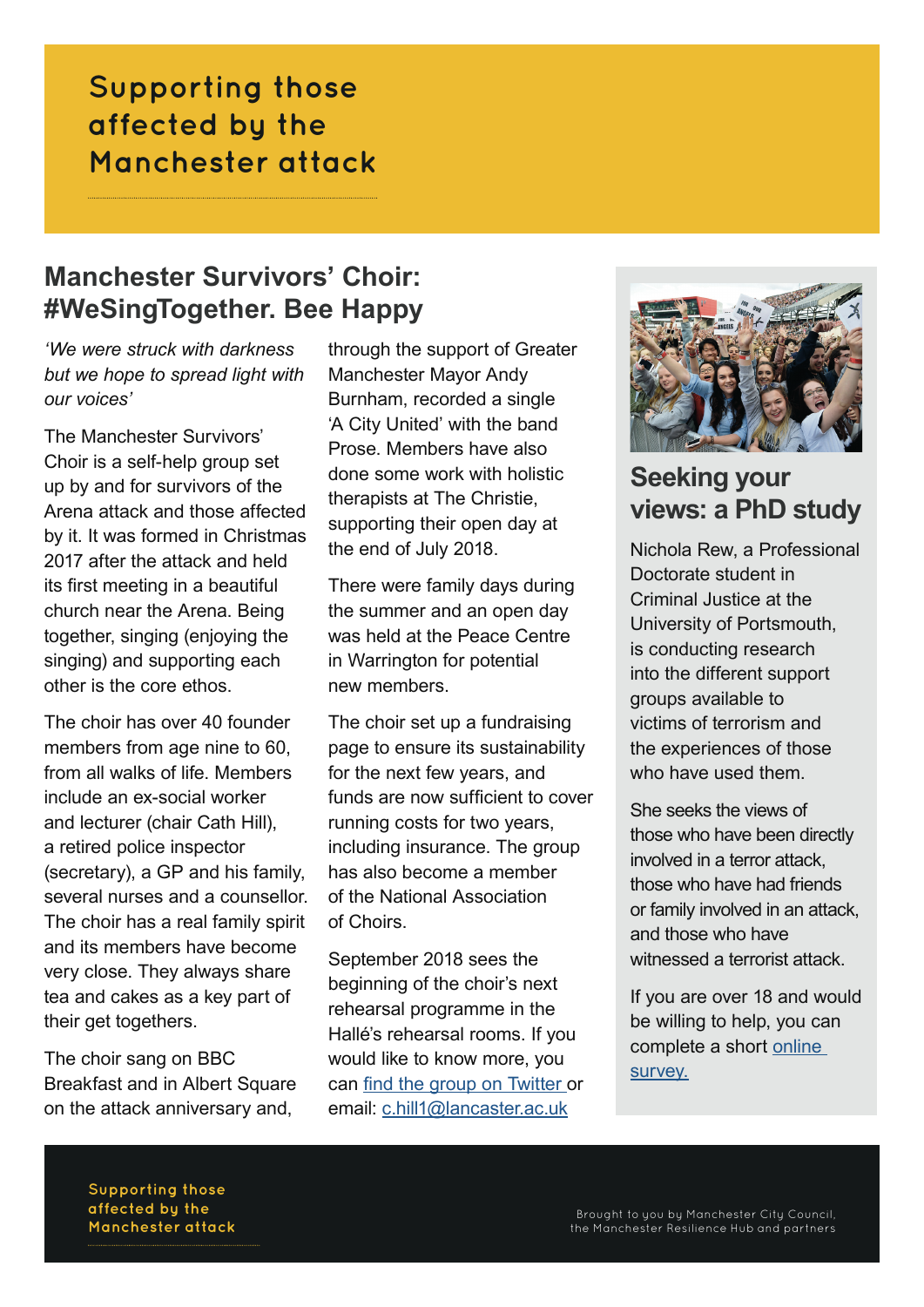# Supporting those affected by the Manchester attack

## Manchester Survivors' Choir: #WeSingTogether. Bee Happy

*'We were struck with darkness but we hope to spread light with our voices'*

The Manchester Survivors' Choir is a self-help group set up by and for survivors of the Arena attack and those affected by it. It was formed in Christmas 2017 after the attack and held its first meeting in a beautiful church near the Arena. Being together, singing (enjoying the singing) and supporting each other is the core ethos.

The choir has over 40 founder members from age nine to 60, from all walks of life. Members include an ex-social worker and lecturer (chair Cath Hill), a retired police inspector (secretary), a GP and his family, several nurses and a counsellor. The choir has a real family spirit and its members have become very close. They always share tea and cakes as a key part of their get togethers.

The choir sang on BBC Breakfast and in Albert Square on the attack anniversary and, through the support of Greater Manchester Mayor Andy Burnham, recorded a single 'A City United' with the band Prose. Members have also done some work with holistic therapists at The Christie, supporting their open day at the end of July 2018.

There were family days during the summer and an open day was held at the Peace Centre in Warrington for potential new members.

The choir set up a fundraising page to ensure its sustainability for the next few years, and funds are now sufficient to cover running costs for two years, including insurance. The group has also become a member of the National Association of Choirs.

September 2018 sees the beginning of the choir's next rehearsal programme in the Hallé's rehearsal rooms. If you would like to know more, you can find the group on Twitter or email: c.hill1@lancaster.ac.uk

## Seeking your views: a PhD study

Nichola Rew, a Professional Doctorate student in Criminal Justice at the University of Portsmouth, is conducting research into the different support groups available to victims of terrorism and the experiences of those who have used them.

She seeks the views of those who have been directly involved in a terror attack, those who have had friends or family involved in an attack, and those who have witnessed a terrorist attack.

If you are over 18 and would be willing to help, you can complete a short online survey.

Brought to you by Manchester City Council, the Manchester Resilience Hub and partners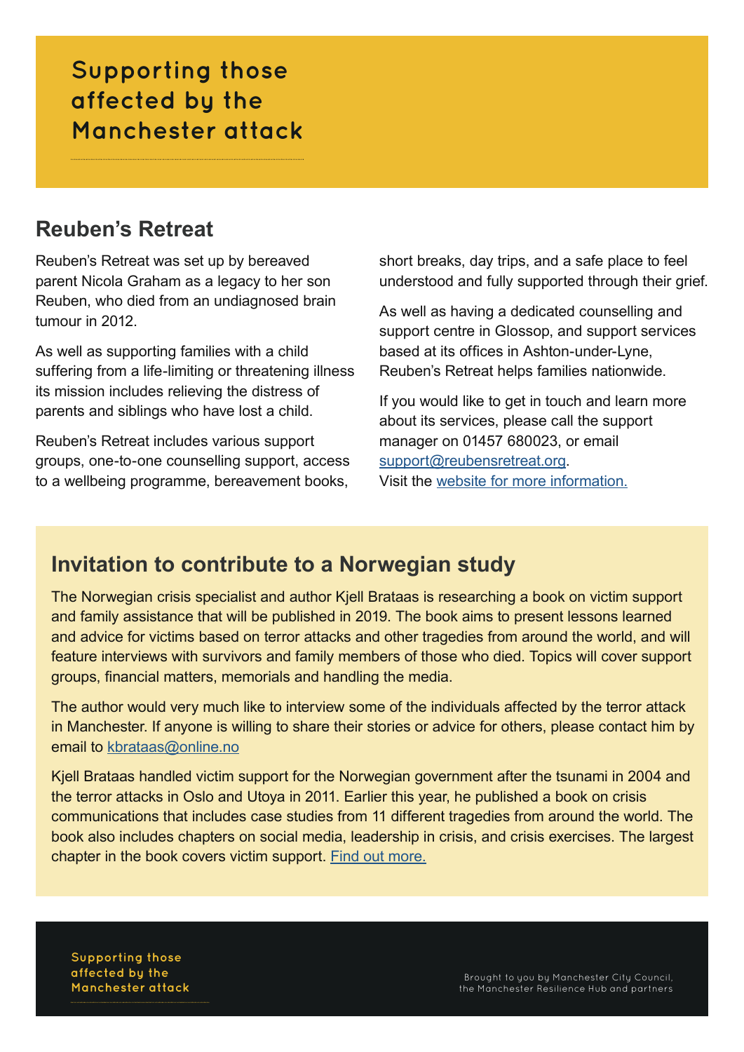# Supporting those affected by the Manchester attack

## Reuben's Retreat

Reuben's Retreat was set up by bereaved parent Nicola Graham as a legacy to her son Reuben, who died from an undiagnosed brain tumour in 2012.

As well as supporting families with a child suffering from a life-limiting or threatening illness its mission includes relieving the distress of parents and siblings who have lost a child.

Reuben's Retreat includes various support groups, one-to-one counselling support, access to a wellbeing programme, bereavement books, short breaks, day trips, and a safe place to feel understood and fully supported through their grief.

As well as having a dedicated counselling and support centre in Glossop, and support services based at its offices in Ashton-under-Lyne, Reuben's Retreat helps families nationwide.

If you would like to get in touch and learn more about its services, please call the support manager on 01457 680023, or email support@reubensretreat.org.
Visit the website for more information.

## Invitation to contribute to a Norwegian study

The Norwegian crisis specialist and author Kjell Brataas is researching a book on victim support and family assistance that will be published in 2019. The book aims to present lessons learned and advice for victims based on terror attacks and other tragedies from around the world, and will feature interviews with survivors and family members of those who died. Topics will cover support groups, financial matters, memorials and handling the media.

The author would very much like to interview some of the individuals affected by the terror attack in Manchester. If anyone is willing to share their stories or advice for others, please contact him by email to kbrataas@online.no

Kjell Brataas handled victim support for the Norwegian government after the tsunami in 2004 and the terror attacks in Oslo and Utoya in 2011. Earlier this year, he published a book on crisis communications that includes case studies from 11 different tragedies from around the world. The book also includes chapters on social media, leadership in crisis, and crisis exercises. The largest chapter in the book covers victim support. Find out more.

Supporting those affected by the Manchester attack

Brought to you by Manchester City Council, the Manchester Resilience Hub and partners